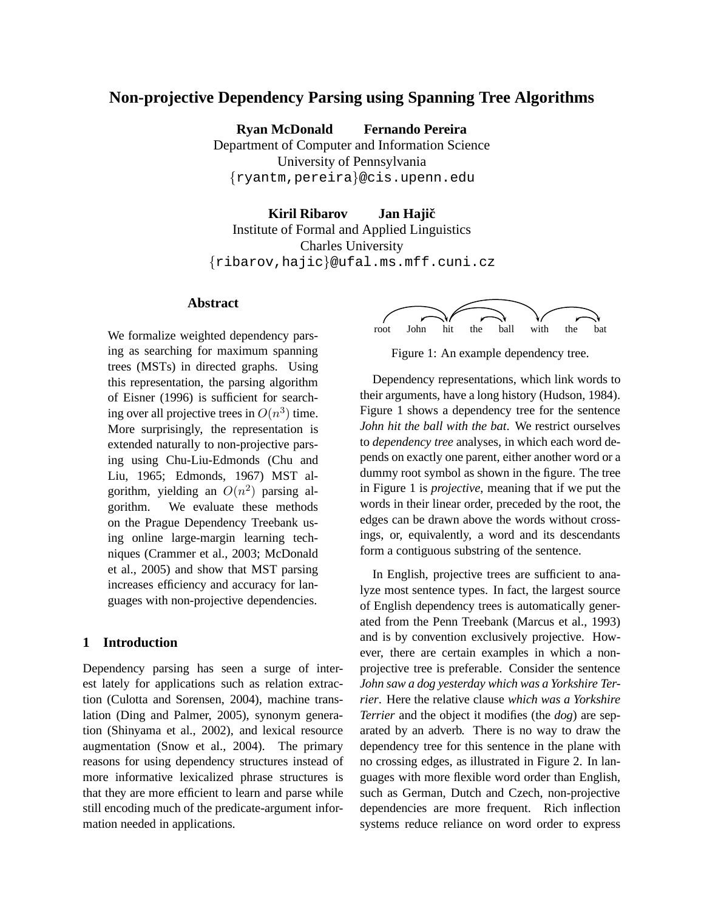# Non-projective Dependency Parsing using Spanning Tree Algorithms

**Ryan McDonald** **Fernando Pereira**
Department of Computer and Information Science
University of Pennsylvania
{ryantm,pereira}@cis.upenn.edu

**Kiril Ribarov** **Jan Hajič**
Institute of Formal and Applied Linguistics
Charles University
{ribarov,hajic}@ufal.ms.mff.cuni.cz

## Abstract

We formalize weighted dependency parsing as searching for maximum spanning trees (MSTs) in directed graphs. Using this representation, the parsing algorithm of Eisner (1996) is sufficient for searching over all projective trees in $O(n^3)$ time. More surprisingly, the representation is extended naturally to non-projective parsing using Chu-Liu-Edmonds (Chu and Liu, 1965; Edmonds, 1967) MST algorithm, yielding an $O(n^2)$ parsing algorithm. We evaluate these methods on the Prague Dependency Treebank using online large-margin learning techniques (Crammer et al., 2003; McDonald et al., 2005) and show that MST parsing increases efficiency and accuracy for languages with non-projective dependencies.

## 1 Introduction

Dependency parsing has seen a surge of interest lately for applications such as relation extraction (Culotta and Sorensen, 2004), machine translation (Ding and Palmer, 2005), synonym generation (Shinyama et al., 2002), and lexical resource augmentation (Snow et al., 2004). The primary reasons for using dependency structures instead of more informative lexicalized phrase structures is that they are more efficient to learn and parse while still encoding much of the predicate-argument information needed in applications.

root John hit the ball with the bat

Figure 1: An example dependency tree.

Dependency representations, which link words to their arguments, have a long history (Hudson, 1984). Figure 1 shows a dependency tree for the sentence *John hit the ball with the bat*. We restrict ourselves to *dependency tree* analyses, in which each word depends on exactly one parent, either another word or a dummy root symbol as shown in the figure. The tree in Figure 1 is *projective*, meaning that if we put the words in their linear order, preceded by the root, the edges can be drawn above the words without crossings, or, equivalently, a word and its descendants form a contiguous substring of the sentence.

In English, projective trees are sufficient to analyze most sentence types. In fact, the largest source of English dependency trees is automatically generated from the Penn Treebank (Marcus et al., 1993) and is by convention exclusively projective. However, there are certain examples in which a non-projective tree is preferable. Consider the sentence *John saw a dog yesterday which was a Yorkshire Terrier*. Here the relative clause *which was a Yorkshire Terrier* and the object it modifies (the *dog*) are separated by an adverb. There is no way to draw the dependency tree for this sentence in the plane with no crossing edges, as illustrated in Figure 2. In languages with more flexible word order than English, such as German, Dutch and Czech, non-projective dependencies are more frequent. Rich inflection systems reduce reliance on word order to express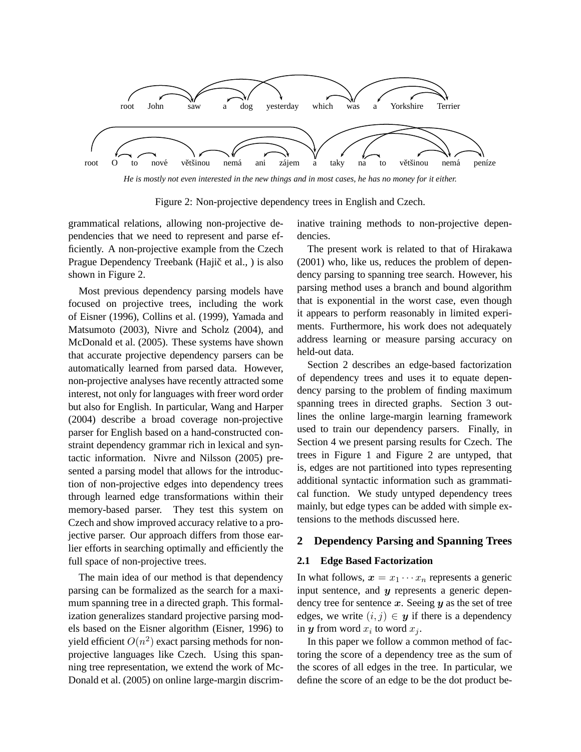root John saw a dog yesterday which was a Yorkshire Terrier

root O to nové většinou nemá ani zájem a taky na to většinou nemá peníze

*He is mostly not even interested in the new things and in most cases, he has no money for it either.*

Figure 2: Non-projective dependency trees in English and Czech.

grammatical relations, allowing non-projective dependencies that we need to represent and parse efficiently. A non-projective example from the Czech Prague Dependency Treebank (Hajič et al., ) is also shown in Figure 2.

Most previous dependency parsing models have focused on projective trees, including the work of Eisner (1996), Collins et al. (1999), Yamada and Matsumoto (2003), Nivre and Scholz (2004), and McDonald et al. (2005). These systems have shown that accurate projective dependency parsers can be automatically learned from parsed data. However, non-projective analyses have recently attracted some interest, not only for languages with freer word order but also for English. In particular, Wang and Harper (2004) describe a broad coverage non-projective parser for English based on a hand-constructed constraint dependency grammar rich in lexical and syntactic information. Nivre and Nilsson (2005) presented a parsing model that allows for the introduction of non-projective edges into dependency trees through learned edge transformations within their memory-based parser. They test this system on Czech and show improved accuracy relative to a projective parser. Our approach differs from those earlier efforts in searching optimally and efficiently the full space of non-projective trees.

The main idea of our method is that dependency parsing can be formalized as the search for a maximum spanning tree in a directed graph. This formalization generalizes standard projective parsing models based on the Eisner algorithm (Eisner, 1996) to yield efficient $O(n^2)$ exact parsing methods for non-projective languages like Czech. Using this spanning tree representation, we extend the work of McDonald et al. (2005) on online large-margin discriminative training methods to non-projective dependencies.

The present work is related to that of Hirakawa (2001) who, like us, reduces the problem of dependency parsing to spanning tree search. However, his parsing method uses a branch and bound algorithm that is exponential in the worst case, even though it appears to perform reasonably in limited experiments. Furthermore, his work does not adequately address learning or measure parsing accuracy on held-out data.

Section 2 describes an edge-based factorization of dependency trees and uses it to equate dependency parsing to the problem of finding maximum spanning trees in directed graphs. Section 3 outlines the online large-margin learning framework used to train our dependency parsers. Finally, in Section 4 we present parsing results for Czech. The trees in Figure 1 and Figure 2 are untyped, that is, edges are not partitioned into types representing additional syntactic information such as grammatical function. We study untyped dependency trees mainly, but edge types can be added with simple extensions to the methods discussed here.

## 2 Dependency Parsing and Spanning Trees

### 2.1 Edge Based Factorization

In what follows, $\boldsymbol{x} = x_1 \cdots x_n$ represents a generic input sentence, and $\boldsymbol{y}$ represents a generic dependency tree for sentence $\boldsymbol{x}$. Seeing $\boldsymbol{y}$ as the set of tree edges, we write $(i, j) \in \boldsymbol{y}$ if there is a dependency in $\boldsymbol{y}$ from word $x_i$ to word $x_j$.

In this paper we follow a common method of factoring the score of a dependency tree as the sum of the scores of all edges in the tree. In particular, we define the score of an edge to be the dot product be-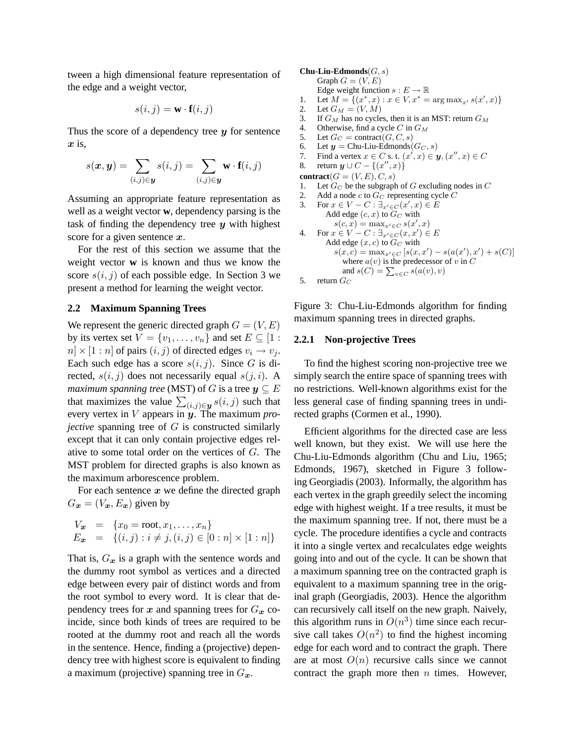tween a high dimensional feature representation of the edge and a weight vector,

$$s(i,j) = \mathbf{w} \cdot \mathbf{f}(i,j)$$

Thus the score of a dependency tree $\boldsymbol{y}$ for sentence $\boldsymbol{x}$ is,

$$s(\boldsymbol{x},\boldsymbol{y}) = \sum_{(i,j)\in \boldsymbol{y}} s(i,j) = \sum_{(i,j)\in \boldsymbol{y}} \mathbf{w} \cdot \mathbf{f}(i,j)$$

Assuming an appropriate feature representation as well as a weight vector $\mathbf{w}$, dependency parsing is the task of finding the dependency tree $\boldsymbol{y}$ with highest score for a given sentence $\boldsymbol{x}$.

For the rest of this section we assume that the weight vector $\mathbf{w}$ is known and thus we know the score $s(i,j)$ of each possible edge. In Section 3 we present a method for learning the weight vector.

### 2.2 Maximum Spanning Trees

We represent the generic directed graph $G = (V, E)$ by its vertex set $V = \{v_1, \ldots, v_n\}$ and set $E \subseteq [1:n] \times [1:n]$ of pairs $(i,j)$ of directed edges $v_i \rightarrow v_j$. Each such edge has a score $s(i,j)$. Since $G$ is directed, $s(i,j)$ does not necessarily equal $s(j,i)$. A *maximum spanning tree* (MST) of $G$ is a tree $\boldsymbol{y} \subseteq E$ that maximizes the value $\sum_{(i,j)\in \boldsymbol{y}} s(i,j)$ such that every vertex in $V$ appears in $\boldsymbol{y}$. The maximum *projective* spanning tree of $G$ is constructed similarly except that it can only contain projective edges relative to some total order on the vertices of $G$. The MST problem for directed graphs is also known as the maximum arborescence problem.

For each sentence $\boldsymbol{x}$ we define the directed graph $G_{\boldsymbol{x}} = (V_{\boldsymbol{x}}, E_{\boldsymbol{x}})$ given by

$$\begin{aligned} V_{\boldsymbol{x}} &= \{x_0 = \text{root}, x_1, \ldots, x_n\} \\ E_{\boldsymbol{x}} &= \{(i,j) : i \neq j, (i,j) \in [0:n] \times [1:n]\} \end{aligned}$$

That is, $G_{\boldsymbol{x}}$ is a graph with the sentence words and the dummy root symbol as vertices and a directed edge between every pair of distinct words and from the root symbol to every word. It is clear that dependency trees for $\boldsymbol{x}$ and spanning trees for $G_{\boldsymbol{x}}$ coincide, since both kinds of trees are required to be rooted at the dummy root and reach all the words in the sentence. Hence, finding a (projective) dependency tree with highest score is equivalent to finding a maximum (projective) spanning tree in $G_{\boldsymbol{x}}$.

**Chu-Liu-Edmonds**$(G, s)$
  Graph $G = (V, E)$
  Edge weight function $s : E \rightarrow \mathbb{R}$
1. Let $M = \{(x^*, x) : x \in V, x^* = \arg\max_{x'} s(x', x)\}$
2. Let $G_M = (V, M)$
3. If $G_M$ has no cycles, then it is an MST: return $G_M$
4. Otherwise, find a cycle $C$ in $G_M$
5. Let $G_C = \text{contract}(G, C, s)$
6. Let $\boldsymbol{y} = \text{Chu-Liu-Edmonds}(G_C, s)$
7. Find a vertex $x \in C$ s. t. $(x', x) \in \boldsymbol{y}, (x'', x) \in C$
8. return $\boldsymbol{y} \cup C - \{(x'', x)\}$

**contract**$(G = (V, E), C, s)$
1. Let $G_C$ be the subgraph of $G$ excluding nodes in $C$
2. Add a node $c$ to $G_C$ representing cycle $C$
3. For $x \in V - C : \exists_{x' \in C}(x', x) \in E$
   Add edge $(c, x)$ to $G_C$ with
   $s(c, x) = \max_{x' \in C} s(x', x)$
4. For $x \in V - C : \exists_{x' \in C}(x, x') \in E$
   Add edge $(x, c)$ to $G_C$ with
   $s(x, c) = \max_{x' \in C} [s(x, x') - s(a(x'), x') + s(C)]$
   where $a(v)$ is the predecessor of $v$ in $C$
   and $s(C) = \sum_{v \in C} s(a(v), v)$
5. return $G_C$

Figure 3: Chu-Liu-Edmonds algorithm for finding maximum spanning trees in directed graphs.

#### 2.2.1 Non-projective Trees

To find the highest scoring non-projective tree we simply search the entire space of spanning trees with no restrictions. Well-known algorithms exist for the less general case of finding spanning trees in undirected graphs (Cormen et al., 1990).

Efficient algorithms for the directed case are less well known, but they exist. We will use here the Chu-Liu-Edmonds algorithm (Chu and Liu, 1965; Edmonds, 1967), sketched in Figure 3 following Georgiadis (2003). Informally, the algorithm has each vertex in the graph greedily select the incoming edge with highest weight. If a tree results, it must be the maximum spanning tree. If not, there must be a cycle. The procedure identifies a cycle and contracts it into a single vertex and recalculates edge weights going into and out of the cycle. It can be shown that a maximum spanning tree on the contracted graph is equivalent to a maximum spanning tree in the original graph (Georgiadis, 2003). Hence the algorithm can recursively call itself on the new graph. Naively, this algorithm runs in $O(n^3)$ time since each recursive call takes $O(n^2)$ to find the highest incoming edge for each word and to contract the graph. There are at most $O(n)$ recursive calls since we cannot contract the graph more then $n$ times. However,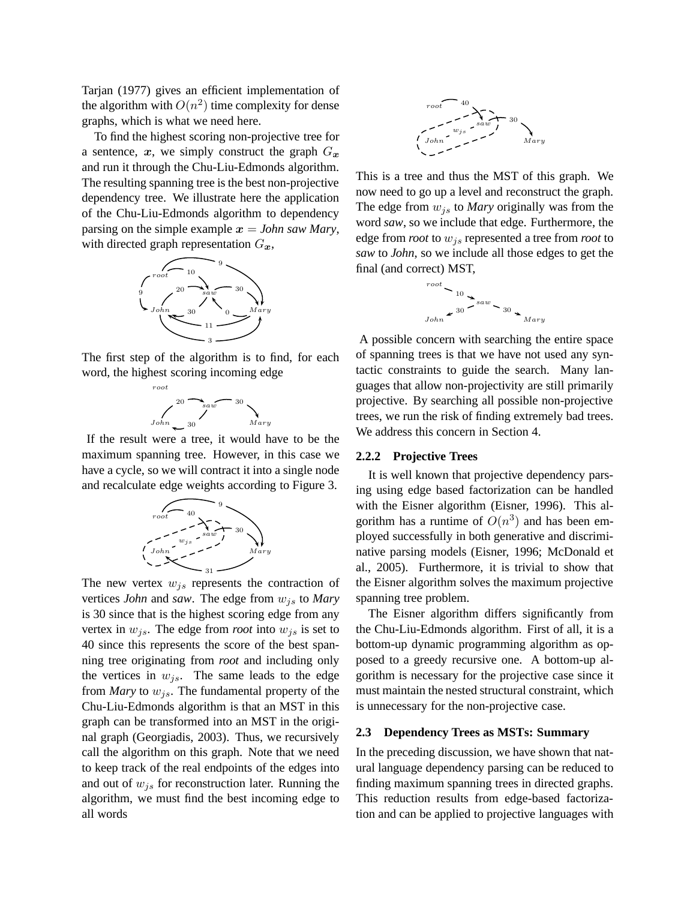Tarjan (1977) gives an efficient implementation of the algorithm with $O(n^2)$ time complexity for dense graphs, which is what we need here.

To find the highest scoring non-projective tree for a sentence, $\boldsymbol{x}$, we simply construct the graph $G_{\boldsymbol{x}}$ and run it through the Chu-Liu-Edmonds algorithm. The resulting spanning tree is the best non-projective dependency tree. We illustrate here the application of the Chu-Liu-Edmonds algorithm to dependency parsing on the simple example $\boldsymbol{x}$ = *John saw Mary*, with directed graph representation $G_{\boldsymbol{x}}$,

The first step of the algorithm is to find, for each word, the highest scoring incoming edge

If the result were a tree, it would have to be the maximum spanning tree. However, in this case we have a cycle, so we will contract it into a single node and recalculate edge weights according to Figure 3.

The new vertex $w_{js}$ represents the contraction of vertices *John* and *saw*. The edge from $w_{js}$ to *Mary* is 30 since that is the highest scoring edge from any vertex in $w_{js}$. The edge from *root* into $w_{js}$ is set to 40 since this represents the score of the best spanning tree originating from *root* and including only the vertices in $w_{js}$. The same leads to the edge from *Mary* to $w_{js}$. The fundamental property of the Chu-Liu-Edmonds algorithm is that an MST in this graph can be transformed into an MST in the original graph (Georgiadis, 2003). Thus, we recursively call the algorithm on this graph. Note that we need to keep track of the real endpoints of the edges into and out of $w_{js}$ for reconstruction later. Running the algorithm, we must find the best incoming edge to all words

This is a tree and thus the MST of this graph. We now need to go up a level and reconstruct the graph. The edge from $w_{js}$ to *Mary* originally was from the word *saw*, so we include that edge. Furthermore, the edge from *root* to $w_{js}$ represented a tree from *root* to *saw* to *John*, so we include all those edges to get the final (and correct) MST,

A possible concern with searching the entire space of spanning trees is that we have not used any syntactic constraints to guide the search. Many languages that allow non-projectivity are still primarily projective. By searching all possible non-projective trees, we run the risk of finding extremely bad trees. We address this concern in Section 4.

#### 2.2.2 Projective Trees

It is well known that projective dependency parsing using edge based factorization can be handled with the Eisner algorithm (Eisner, 1996). This algorithm has a runtime of $O(n^3)$ and has been employed successfully in both generative and discriminative parsing models (Eisner, 1996; McDonald et al., 2005). Furthermore, it is trivial to show that the Eisner algorithm solves the maximum projective spanning tree problem.

The Eisner algorithm differs significantly from the Chu-Liu-Edmonds algorithm. First of all, it is a bottom-up dynamic programming algorithm as opposed to a greedy recursive one. A bottom-up algorithm is necessary for the projective case since it must maintain the nested structural constraint, which is unnecessary for the non-projective case.

### 2.3 Dependency Trees as MSTs: Summary

In the preceding discussion, we have shown that natural language dependency parsing can be reduced to finding maximum spanning trees in directed graphs. This reduction results from edge-based factorization and can be applied to projective languages with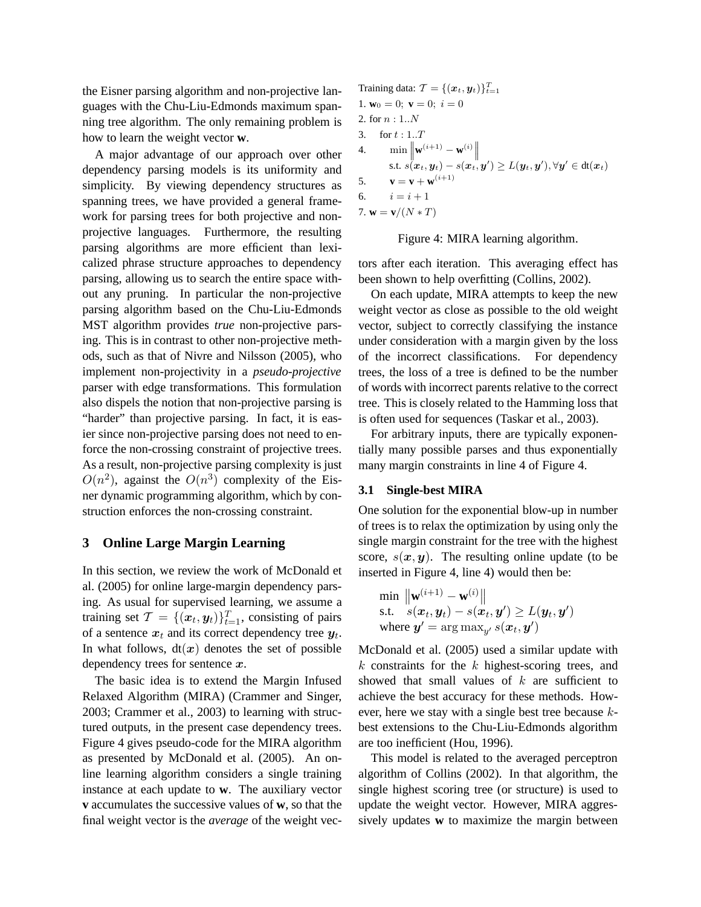the Eisner parsing algorithm and non-projective languages with the Chu-Liu-Edmonds maximum spanning tree algorithm. The only remaining problem is how to learn the weight vector **w**.

A major advantage of our approach over other dependency parsing models is its uniformity and simplicity. By viewing dependency structures as spanning trees, we have provided a general framework for parsing trees for both projective and non-projective languages. Furthermore, the resulting parsing algorithms are more efficient than lexicalized phrase structure approaches to dependency parsing, allowing us to search the entire space without any pruning. In particular the non-projective parsing algorithm based on the Chu-Liu-Edmonds MST algorithm provides *true* non-projective parsing. This is in contrast to other non-projective methods, such as that of Nivre and Nilsson (2005), who implement non-projectivity in a *pseudo-projective* parser with edge transformations. This formulation also dispels the notion that non-projective parsing is "harder" than projective parsing. In fact, it is easier since non-projective parsing does not need to enforce the non-crossing constraint of projective trees. As a result, non-projective parsing complexity is just $O(n^2)$, against the $O(n^3)$ complexity of the Eisner dynamic programming algorithm, which by construction enforces the non-crossing constraint.

## 3 Online Large Margin Learning

In this section, we review the work of McDonald et al. (2005) for online large-margin dependency parsing. As usual for supervised learning, we assume a training set $\mathcal{T} = \{(\boldsymbol{x}_t, \boldsymbol{y}_t)\}_{t=1}^{T}$, consisting of pairs of a sentence $\boldsymbol{x}_t$ and its correct dependency tree $\boldsymbol{y}_t$. In what follows, $\text{dt}(\boldsymbol{x})$ denotes the set of possible dependency trees for sentence $\boldsymbol{x}$.

The basic idea is to extend the Margin Infused Relaxed Algorithm (MIRA) (Crammer and Singer, 2003; Crammer et al., 2003) to learning with structured outputs, in the present case dependency trees. Figure 4 gives pseudo-code for the MIRA algorithm as presented by McDonald et al. (2005). An online learning algorithm considers a single training instance at each update to **w**. The auxiliary vector **v** accumulates the successive values of **w**, so that the final weight vector is the *average* of the weight vectors after each iteration. This averaging effect has been shown to help overfitting (Collins, 2002).

Training data: $\mathcal{T} = \{(\boldsymbol{x}_t, \boldsymbol{y}_t)\}_{t=1}^{T}$

1. $\mathbf{w}_0 = 0;\ \mathbf{v} = 0;\ i = 0$
2. for $n : 1..N$
3. for $t : 1..T$
4. $\min \left\| \mathbf{w}^{(i+1)} - \mathbf{w}^{(i)} \right\|$ s.t. $s(\boldsymbol{x}_t, \boldsymbol{y}_t) - s(\boldsymbol{x}_t, \boldsymbol{y}') \geq L(\boldsymbol{y}_t, \boldsymbol{y}'), \forall \boldsymbol{y}' \in \text{dt}(\boldsymbol{x}_t)$
5. $\mathbf{v} = \mathbf{v} + \mathbf{w}^{(i+1)}$
6. $i = i + 1$
7. $\mathbf{w} = \mathbf{v}/(N * T)$

Figure 4: MIRA learning algorithm.

On each update, MIRA attempts to keep the new weight vector as close as possible to the old weight vector, subject to correctly classifying the instance under consideration with a margin given by the loss of the incorrect classifications. For dependency trees, the loss of a tree is defined to be the number of words with incorrect parents relative to the correct tree. This is closely related to the Hamming loss that is often used for sequences (Taskar et al., 2003).

For arbitrary inputs, there are typically exponentially many possible parses and thus exponentially many margin constraints in line 4 of Figure 4.

### 3.1 Single-best MIRA

One solution for the exponential blow-up in number of trees is to relax the optimization by using only the single margin constraint for the tree with the highest score, $s(\boldsymbol{x}, \boldsymbol{y})$. The resulting online update (to be inserted in Figure 4, line 4) would then be:

$$
\begin{aligned}
&\min \left\| \mathbf{w}^{(i+1)} - \mathbf{w}^{(i)} \right\| \\
&\text{s.t.} \quad s(\boldsymbol{x}_t, \boldsymbol{y}_t) - s(\boldsymbol{x}_t, \boldsymbol{y}') \geq L(\boldsymbol{y}_t, \boldsymbol{y}') \\
&\text{where } \boldsymbol{y}' = \arg\max_{y'} s(\boldsymbol{x}_t, \boldsymbol{y}')
\end{aligned}
$$

McDonald et al. (2005) used a similar update with $k$ constraints for the $k$ highest-scoring trees, and showed that small values of $k$ are sufficient to achieve the best accuracy for these methods. However, here we stay with a single best tree because $k$-best extensions to the Chu-Liu-Edmonds algorithm are too inefficient (Hou, 1996).

This model is related to the averaged perceptron algorithm of Collins (2002). In that algorithm, the single highest scoring tree (or structure) is used to update the weight vector. However, MIRA aggressively updates **w** to maximize the margin between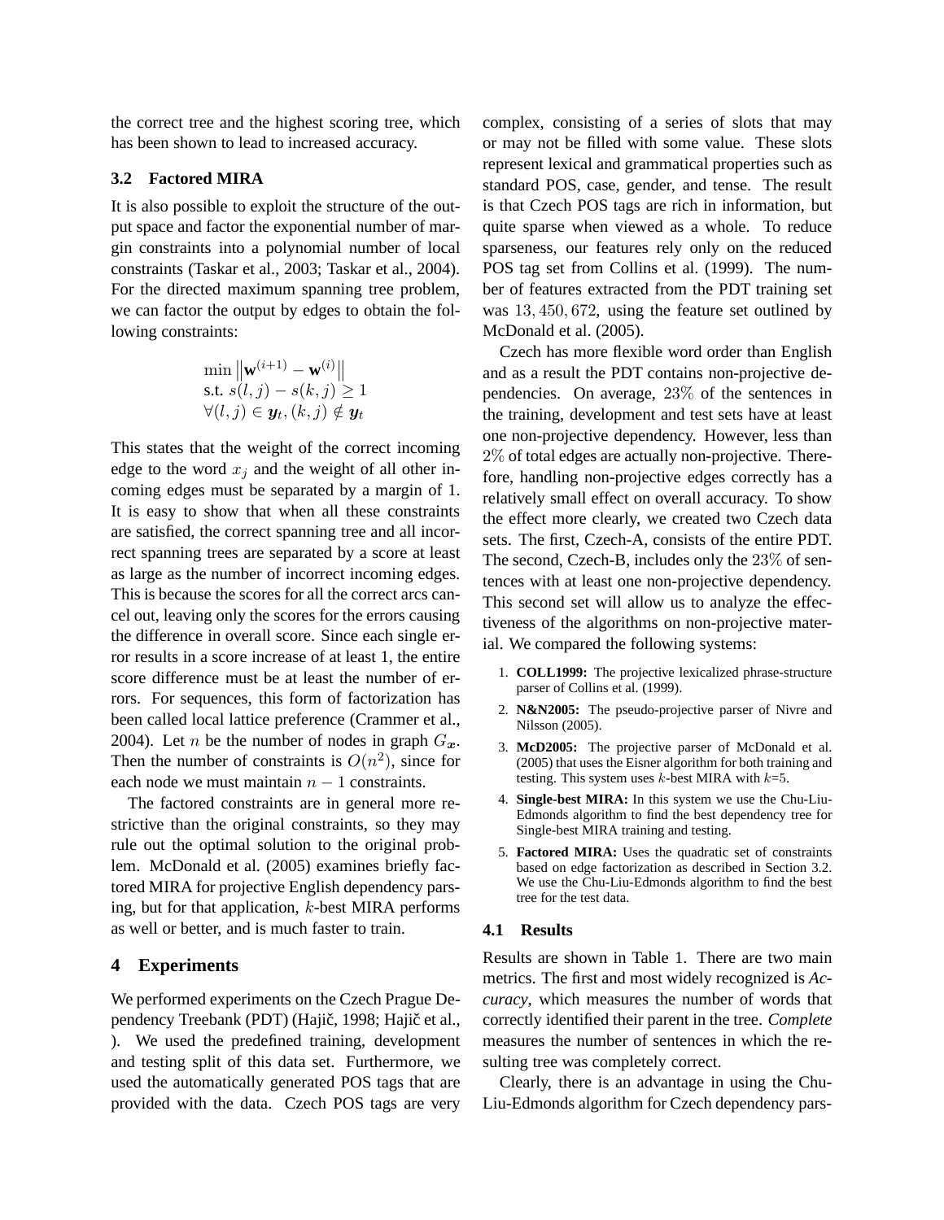the correct tree and the highest scoring tree, which has been shown to lead to increased accuracy.

### 3.2 Factored MIRA

It is also possible to exploit the structure of the output space and factor the exponential number of margin constraints into a polynomial number of local constraints (Taskar et al., 2003; Taskar et al., 2004). For the directed maximum spanning tree problem, we can factor the output by edges to obtain the following constraints:

$$\begin{aligned}
&\min \left\|\mathbf{w}^{(i+1)} - \mathbf{w}^{(i)}\right\| \\
&\text{s.t. } s(l,j) - s(k,j) \geq 1 \\
&\forall (l,j) \in \boldsymbol{y}_t, (k,j) \notin \boldsymbol{y}_t
\end{aligned}$$

This states that the weight of the correct incoming edge to the word $x_j$ and the weight of all other incoming edges must be separated by a margin of 1. It is easy to show that when all these constraints are satisfied, the correct spanning tree and all incorrect spanning trees are separated by a score at least as large as the number of incorrect incoming edges. This is because the scores for all the correct arcs cancel out, leaving only the scores for the errors causing the difference in overall score. Since each single error results in a score increase of at least 1, the entire score difference must be at least the number of errors. For sequences, this form of factorization has been called local lattice preference (Crammer et al., 2004). Let $n$ be the number of nodes in graph $G_{\boldsymbol{x}}$. Then the number of constraints is $O(n^2)$, since for each node we must maintain $n-1$ constraints.

The factored constraints are in general more restrictive than the original constraints, so they may rule out the optimal solution to the original problem. McDonald et al. (2005) examines briefly factored MIRA for projective English dependency parsing, but for that application, $k$-best MIRA performs as well or better, and is much faster to train.

## 4 Experiments

We performed experiments on the Czech Prague Dependency Treebank (PDT) (Hajič, 1998; Hajič et al., ). We used the predefined training, development and testing split of this data set. Furthermore, we used the automatically generated POS tags that are provided with the data. Czech POS tags are very complex, consisting of a series of slots that may or may not be filled with some value. These slots represent lexical and grammatical properties such as standard POS, case, gender, and tense. The result is that Czech POS tags are rich in information, but quite sparse when viewed as a whole. To reduce sparseness, our features rely only on the reduced POS tag set from Collins et al. (1999). The number of features extracted from the PDT training set was $13,450,672$, using the feature set outlined by McDonald et al. (2005).

Czech has more flexible word order than English and as a result the PDT contains non-projective dependencies. On average, $23\%$ of the sentences in the training, development and test sets have at least one non-projective dependency. However, less than $2\%$ of total edges are actually non-projective. Therefore, handling non-projective edges correctly has a relatively small effect on overall accuracy. To show the effect more clearly, we created two Czech data sets. The first, Czech-A, consists of the entire PDT. The second, Czech-B, includes only the $23\%$ of sentences with at least one non-projective dependency. This second set will allow us to analyze the effectiveness of the algorithms on non-projective material. We compared the following systems:

1. **COLL1999:** The projective lexicalized phrase-structure parser of Collins et al. (1999).
2. **N&N2005:** The pseudo-projective parser of Nivre and Nilsson (2005).
3. **McD2005:** The projective parser of McDonald et al. (2005) that uses the Eisner algorithm for both training and testing. This system uses $k$-best MIRA with $k$=5.
4. **Single-best MIRA:** In this system we use the Chu-Liu-Edmonds algorithm to find the best dependency tree for Single-best MIRA training and testing.
5. **Factored MIRA:** Uses the quadratic set of constraints based on edge factorization as described in Section 3.2. We use the Chu-Liu-Edmonds algorithm to find the best tree for the test data.

### 4.1 Results

Results are shown in Table 1. There are two main metrics. The first and most widely recognized is *Accuracy*, which measures the number of words that correctly identified their parent in the tree. *Complete* measures the number of sentences in which the resulting tree was completely correct.

Clearly, there is an advantage in using the Chu-Liu-Edmonds algorithm for Czech dependency pars-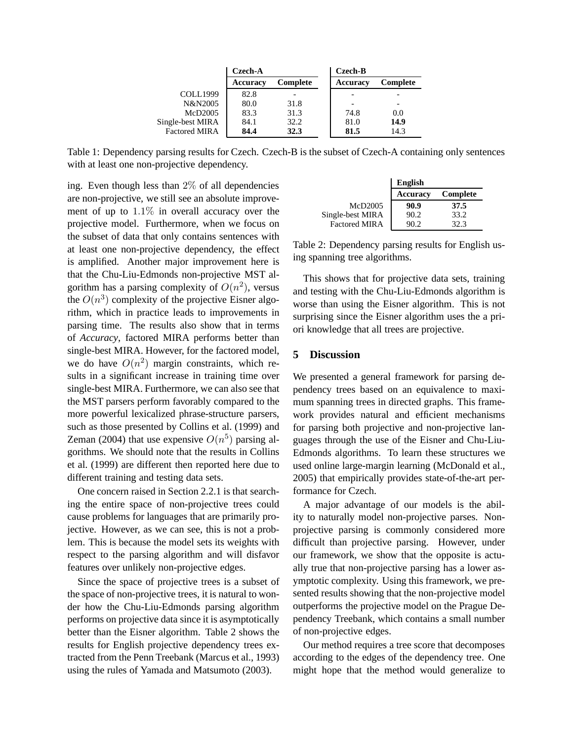| | Czech-A | | Czech-B | |
|---|---|---|---|---|
| | Accuracy | Complete | Accuracy | Complete |
| COLL1999 | 82.8 | - | - | - |
| N&N2005 | 80.0 | 31.8 | - | - |
| McD2005 | 83.3 | 31.3 | 74.8 | 0.0 |
| Single-best MIRA | 84.1 | 32.2 | 81.0 | **14.9** |
| Factored MIRA | **84.4** | **32.3** | **81.5** | 14.3 |

Table 1: Dependency parsing results for Czech. Czech-B is the subset of Czech-A containing only sentences with at least one non-projective dependency.

ing. Even though less than $2\%$ of all dependencies are non-projective, we still see an absolute improvement of up to $1.1\%$ in overall accuracy over the projective model. Furthermore, when we focus on the subset of data that only contains sentences with at least one non-projective dependency, the effect is amplified. Another major improvement here is that the Chu-Liu-Edmonds non-projective MST algorithm has a parsing complexity of $O(n^2)$, versus the $O(n^3)$ complexity of the projective Eisner algorithm, which in practice leads to improvements in parsing time. The results also show that in terms of *Accuracy*, factored MIRA performs better than single-best MIRA. However, for the factored model, we do have $O(n^2)$ margin constraints, which results in a significant increase in training time over single-best MIRA. Furthermore, we can also see that the MST parsers perform favorably compared to the more powerful lexicalized phrase-structure parsers, such as those presented by Collins et al. (1999) and Zeman (2004) that use expensive $O(n^5)$ parsing algorithms. We should note that the results in Collins et al. (1999) are different then reported here due to different training and testing data sets.

One concern raised in Section 2.2.1 is that searching the entire space of non-projective trees could cause problems for languages that are primarily projective. However, as we can see, this is not a problem. This is because the model sets its weights with respect to the parsing algorithm and will disfavor features over unlikely non-projective edges.

Since the space of projective trees is a subset of the space of non-projective trees, it is natural to wonder how the Chu-Liu-Edmonds parsing algorithm performs on projective data since it is asymptotically better than the Eisner algorithm. Table 2 shows the results for English projective dependency trees extracted from the Penn Treebank (Marcus et al., 1993) using the rules of Yamada and Matsumoto (2003).

| | English | |
|---|---|---|
| | Accuracy | Complete |
| McD2005 | **90.9** | **37.5** |
| Single-best MIRA | 90.2 | 33.2 |
| Factored MIRA | 90.2 | 32.3 |

Table 2: Dependency parsing results for English using spanning tree algorithms.

This shows that for projective data sets, training and testing with the Chu-Liu-Edmonds algorithm is worse than using the Eisner algorithm. This is not surprising since the Eisner algorithm uses the a priori knowledge that all trees are projective.

## 5 Discussion

We presented a general framework for parsing dependency trees based on an equivalence to maximum spanning trees in directed graphs. This framework provides natural and efficient mechanisms for parsing both projective and non-projective languages through the use of the Eisner and Chu-Liu-Edmonds algorithms. To learn these structures we used online large-margin learning (McDonald et al., 2005) that empirically provides state-of-the-art performance for Czech.

A major advantage of our models is the ability to naturally model non-projective parses. Non-projective parsing is commonly considered more difficult than projective parsing. However, under our framework, we show that the opposite is actually true that non-projective parsing has a lower asymptotic complexity. Using this framework, we presented results showing that the non-projective model outperforms the projective model on the Prague Dependency Treebank, which contains a small number of non-projective edges.

Our method requires a tree score that decomposes according to the edges of the dependency tree. One might hope that the method would generalize to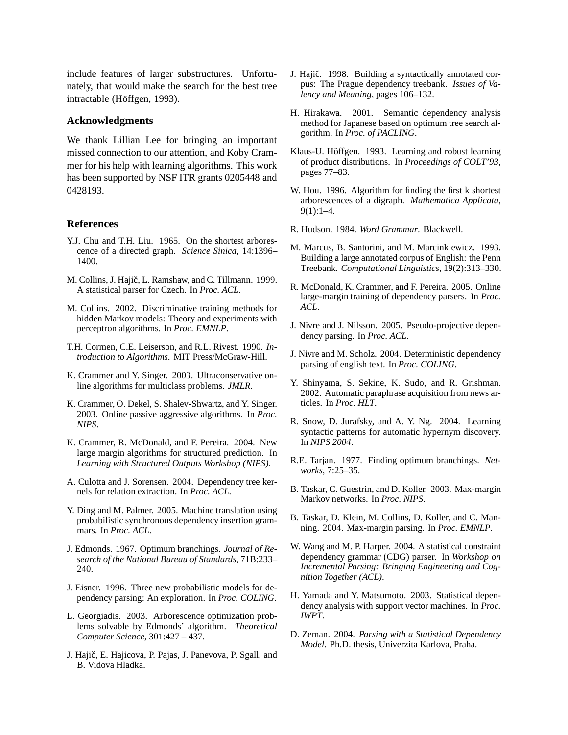include features of larger substructures. Unfortunately, that would make the search for the best tree intractable (Höffgen, 1993).

## Acknowledgments

We thank Lillian Lee for bringing an important missed connection to our attention, and Koby Crammer for his help with learning algorithms. This work has been supported by NSF ITR grants 0205448 and 0428193.

## References

Y.J. Chu and T.H. Liu. 1965. On the shortest arborescence of a directed graph. *Science Sinica*, 14:1396–1400.

M. Collins, J. Hajič, L. Ramshaw, and C. Tillmann. 1999. A statistical parser for Czech. In *Proc. ACL*.

M. Collins. 2002. Discriminative training methods for hidden Markov models: Theory and experiments with perceptron algorithms. In *Proc. EMNLP*.

T.H. Cormen, C.E. Leiserson, and R.L. Rivest. 1990. *Introduction to Algorithms*. MIT Press/McGraw-Hill.

K. Crammer and Y. Singer. 2003. Ultraconservative online algorithms for multiclass problems. *JMLR*.

K. Crammer, O. Dekel, S. Shalev-Shwartz, and Y. Singer. 2003. Online passive aggressive algorithms. In *Proc. NIPS*.

K. Crammer, R. McDonald, and F. Pereira. 2004. New large margin algorithms for structured prediction. In *Learning with Structured Outputs Workshop (NIPS)*.

A. Culotta and J. Sorensen. 2004. Dependency tree kernels for relation extraction. In *Proc. ACL*.

Y. Ding and M. Palmer. 2005. Machine translation using probabilistic synchronous dependency insertion grammars. In *Proc. ACL*.

J. Edmonds. 1967. Optimum branchings. *Journal of Research of the National Bureau of Standards*, 71B:233–240.

J. Eisner. 1996. Three new probabilistic models for dependency parsing: An exploration. In *Proc. COLING*.

L. Georgiadis. 2003. Arborescence optimization problems solvable by Edmonds' algorithm. *Theoretical Computer Science*, 301:427 – 437.

J. Hajič, E. Hajicova, P. Pajas, J. Panevova, P. Sgall, and B. Vidova Hladka.

J. Hajič. 1998. Building a syntactically annotated corpus: The Prague dependency treebank. *Issues of Valency and Meaning*, pages 106–132.

H. Hirakawa. 2001. Semantic dependency analysis method for Japanese based on optimum tree search algorithm. In *Proc. of PACLING*.

Klaus-U. Höffgen. 1993. Learning and robust learning of product distributions. In *Proceedings of COLT'93*, pages 77–83.

W. Hou. 1996. Algorithm for finding the first k shortest arborescences of a digraph. *Mathematica Applicata*, 9(1):1–4.

R. Hudson. 1984. *Word Grammar*. Blackwell.

M. Marcus, B. Santorini, and M. Marcinkiewicz. 1993. Building a large annotated corpus of English: the Penn Treebank. *Computational Linguistics*, 19(2):313–330.

R. McDonald, K. Crammer, and F. Pereira. 2005. Online large-margin training of dependency parsers. In *Proc. ACL*.

J. Nivre and J. Nilsson. 2005. Pseudo-projective dependency parsing. In *Proc. ACL*.

J. Nivre and M. Scholz. 2004. Deterministic dependency parsing of english text. In *Proc. COLING*.

Y. Shinyama, S. Sekine, K. Sudo, and R. Grishman. 2002. Automatic paraphrase acquisition from news articles. In *Proc. HLT*.

R. Snow, D. Jurafsky, and A. Y. Ng. 2004. Learning syntactic patterns for automatic hypernym discovery. In *NIPS 2004*.

R.E. Tarjan. 1977. Finding optimum branchings. *Networks*, 7:25–35.

B. Taskar, C. Guestrin, and D. Koller. 2003. Max-margin Markov networks. In *Proc. NIPS*.

B. Taskar, D. Klein, M. Collins, D. Koller, and C. Manning. 2004. Max-margin parsing. In *Proc. EMNLP*.

W. Wang and M. P. Harper. 2004. A statistical constraint dependency grammar (CDG) parser. In *Workshop on Incremental Parsing: Bringing Engineering and Cognition Together (ACL)*.

H. Yamada and Y. Matsumoto. 2003. Statistical dependency analysis with support vector machines. In *Proc. IWPT*.

D. Zeman. 2004. *Parsing with a Statistical Dependency Model*. Ph.D. thesis, Univerzita Karlova, Praha.